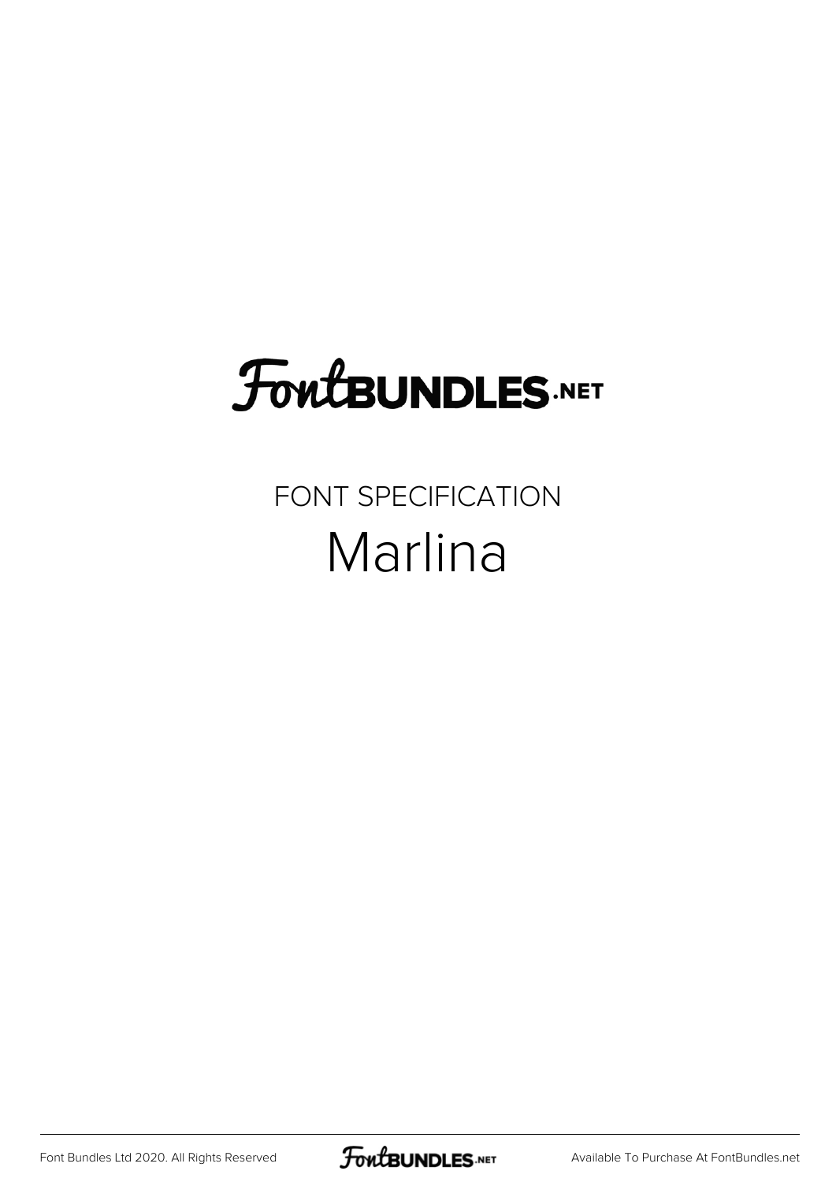FontBUNDLES.NET

FONT SPECIFICATION

# Marlina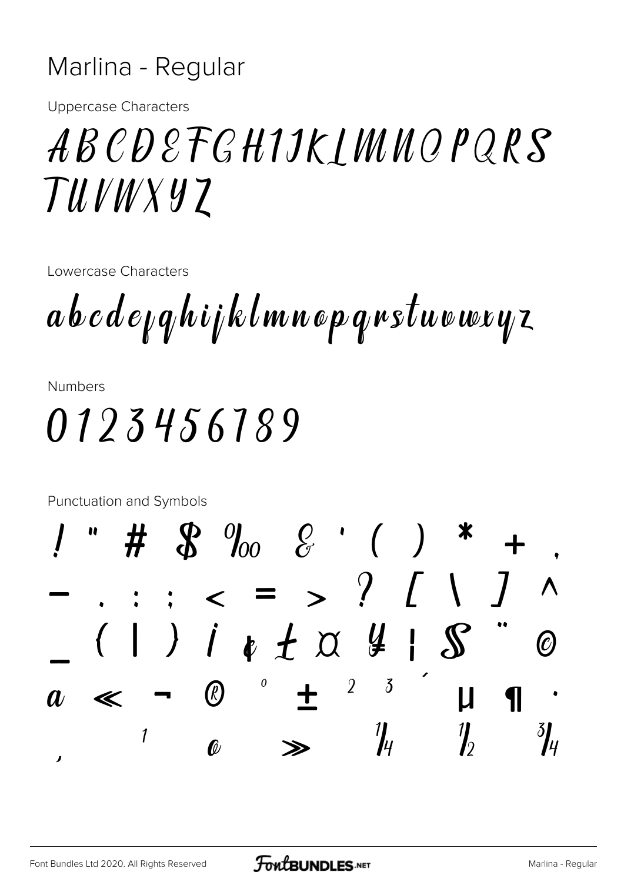# Marlina - Regular

Uppercase Characters

ABCDEFGHIJKLMNOPQRS
TUVWXYZ

Lowercase Characters

abcdefghijklmnopqrstuvwxyz

Numbers

0123456789

Punctuation and Symbols

! " # $ % & ' ( ) * + ,
- . : ; < = > ? [ \ ] ^
_ { | } ¡ ¢ £ ¤ ¥ ¦ § ¨ ©
ª « ¬ ® ° ± ² ³ ´ µ ¶ ·
¸ ¹ º » ¼ ½ ¾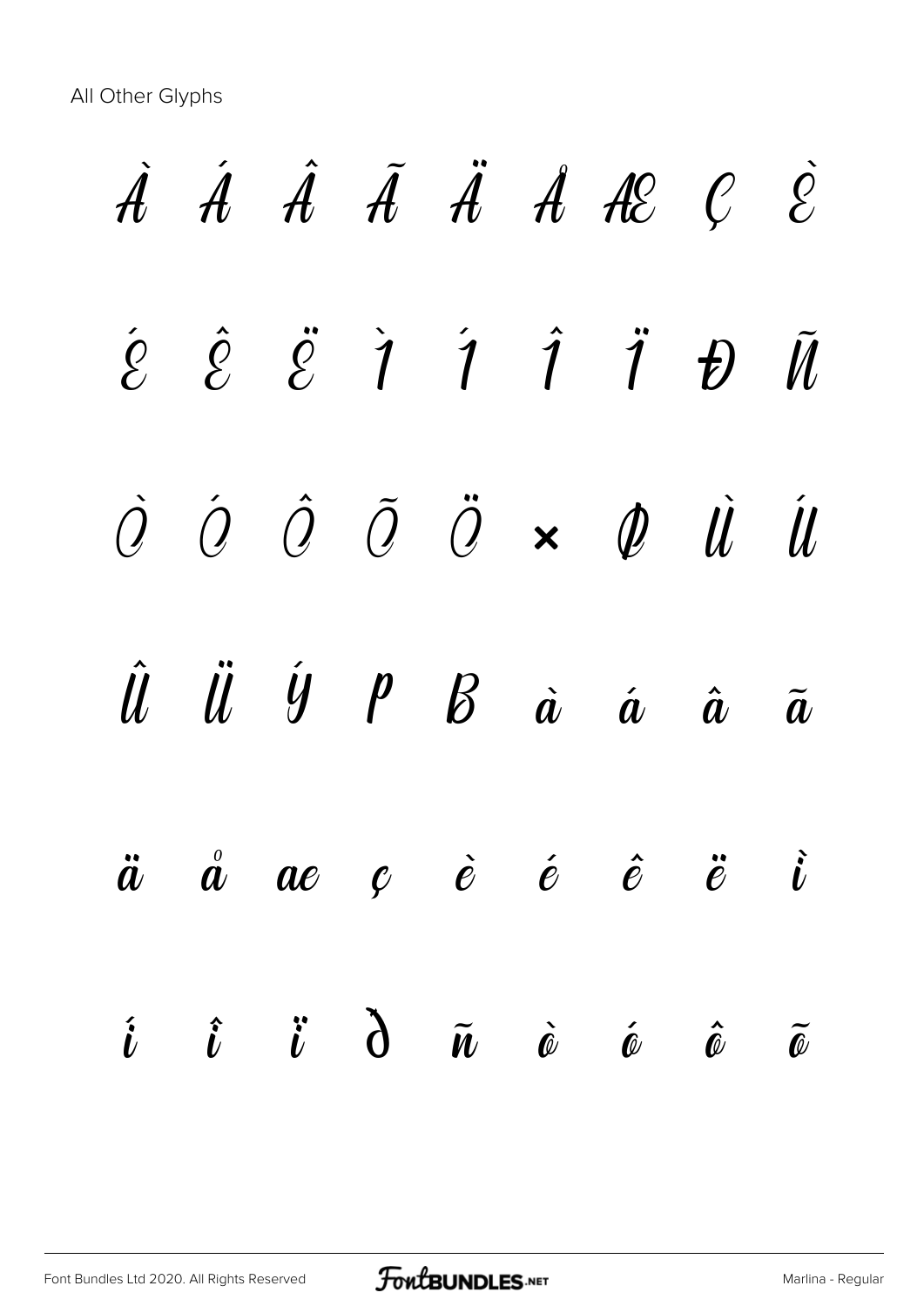All Other Glyphs

À Á Â Ã Ä Å Æ Ç È

É Ê Ë Ì Í Î Ï Đ Ñ

Ò Ó Ô Õ Ö × Ø Ù Ú

Û Ü Ý Þ ß à á â ã

ä å æ ç è é ê ë ì

í î ï ð ñ ò ó ô õ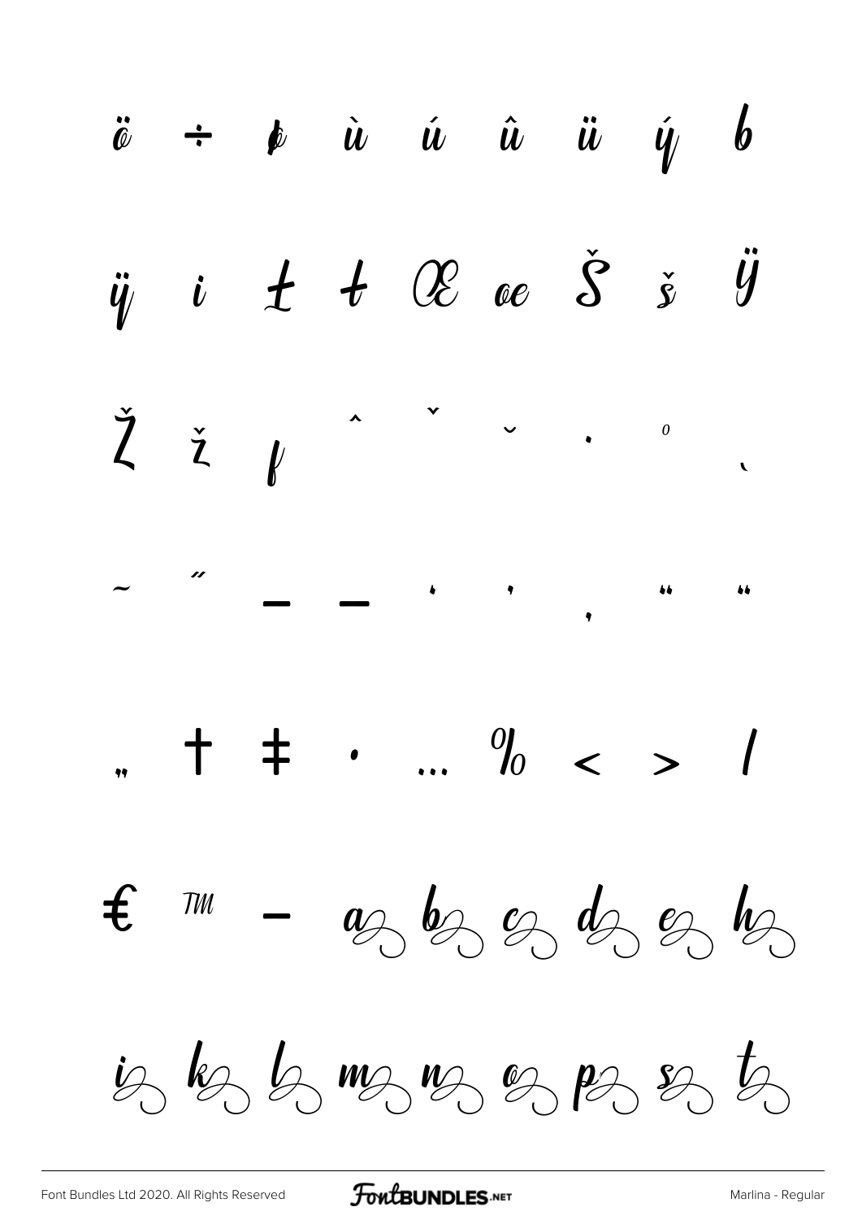ö ÷ ø ù ú û ü ý þ

ÿ ı Ł ł Œ œ Š š Ÿ

Ž ž ƒ ˆ ˇ ˘ ˙ ˚ ˛

˜ ˝ – — ‘ ’ ‚ “ ”

„ † ‡ • … ‰ ‹ › ⁄

€ ™ − a b c d e h

i k l m n o p s t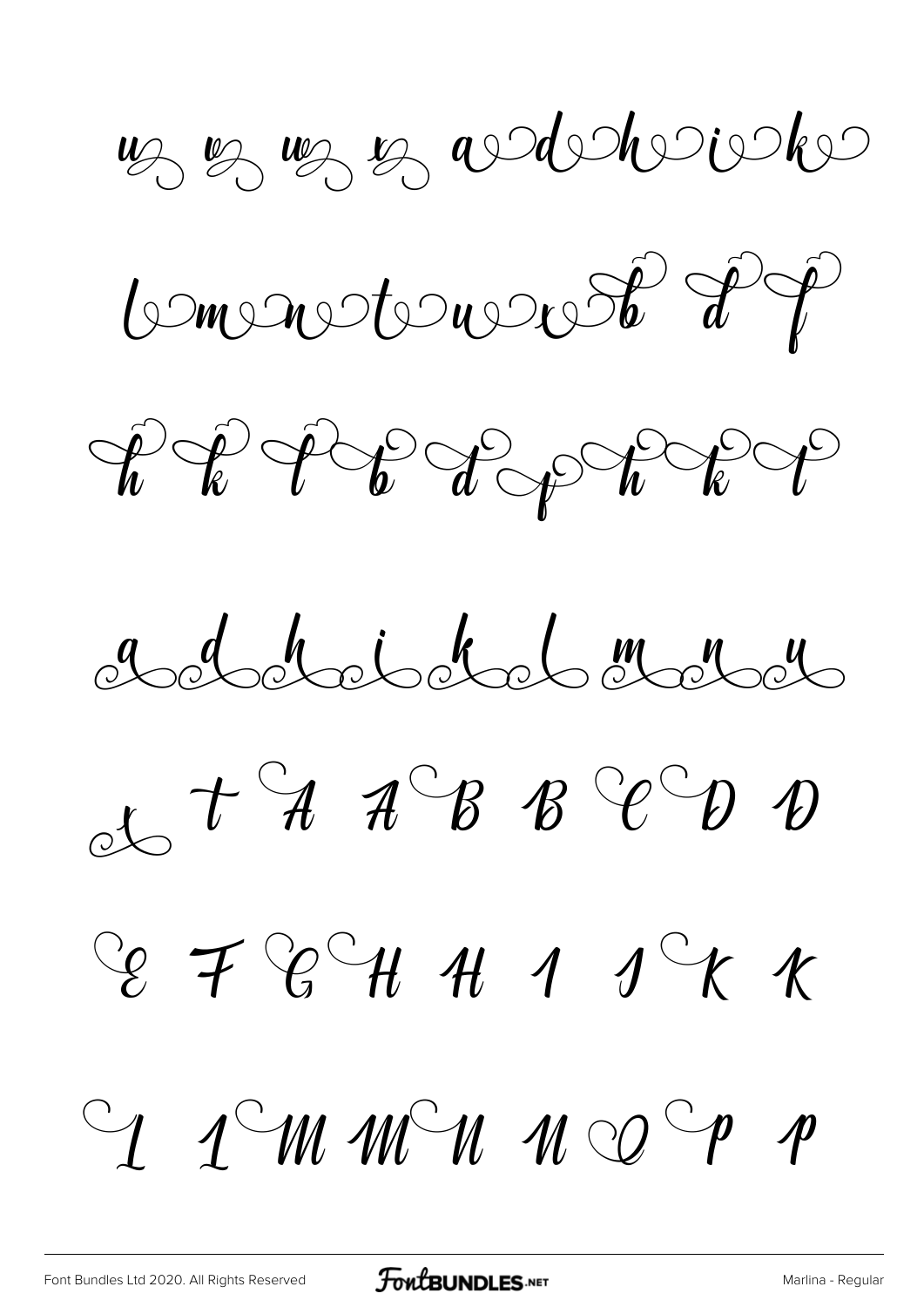u v w x a d h i k

l m n t u x b d f

h k l b d f h k l

a d h i k l m n u

x t A A B B C D D

E F G H H I I K K

L L M M N N O P P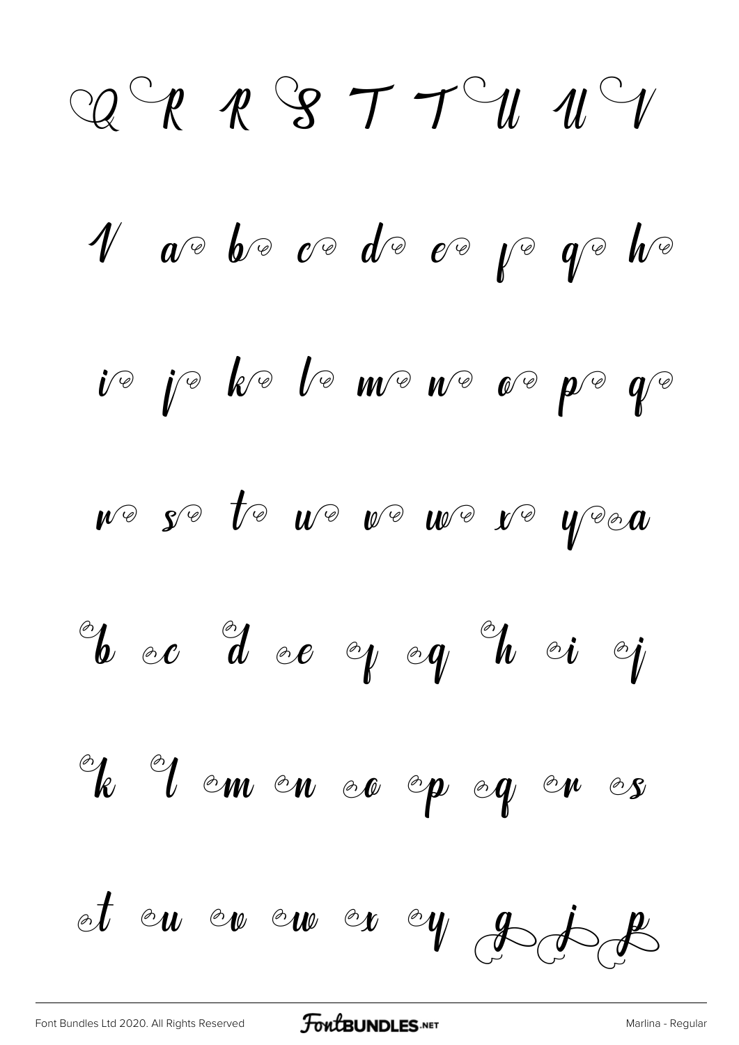Q R R S T T U U V

V a b c d e f g h

i j k l m n o p q

r s t u v w x y a

b c d e f g h i j

k l m n o p q r s

t u v w x y g j p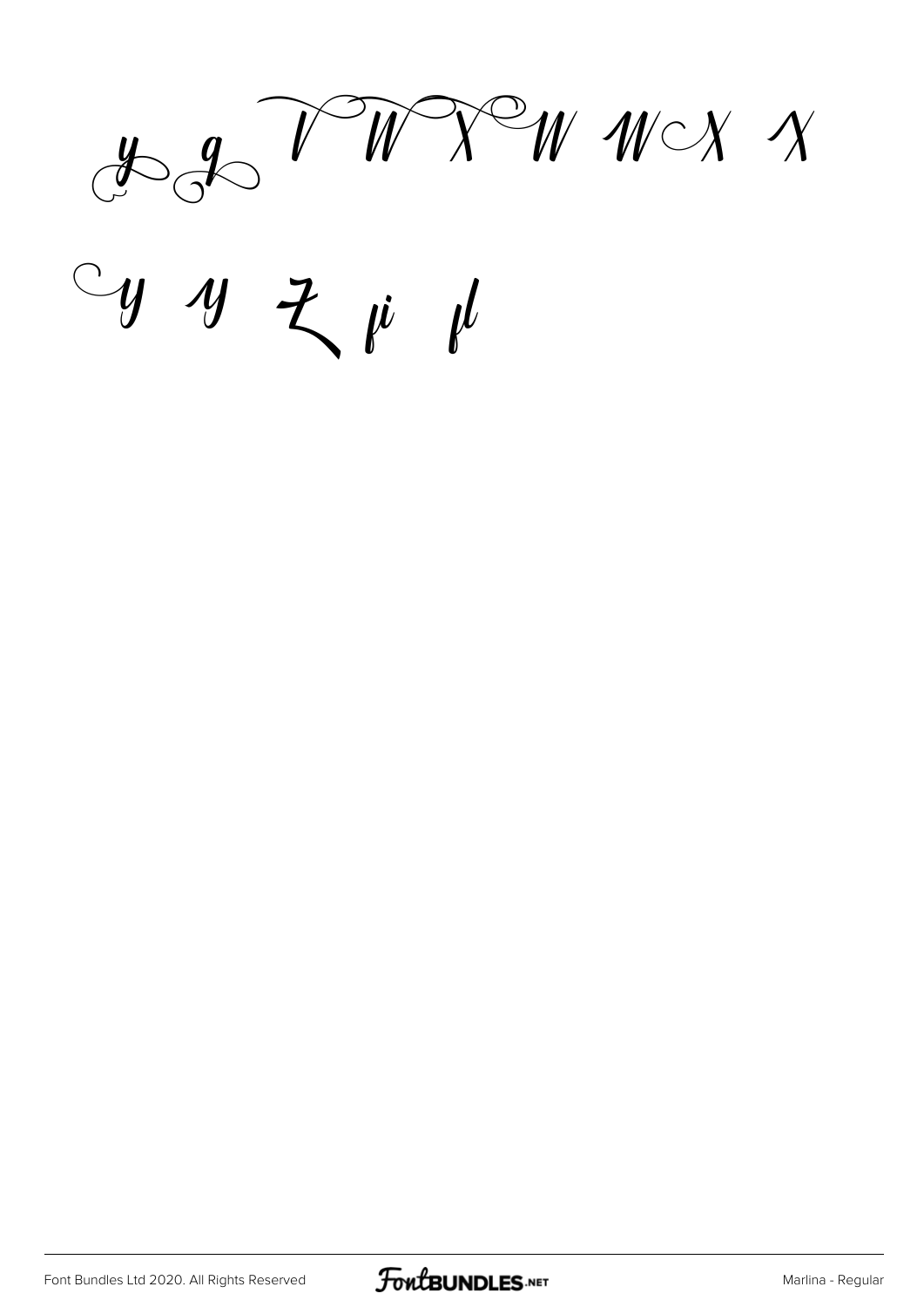y q V W X W W X X

y y Z fi fl